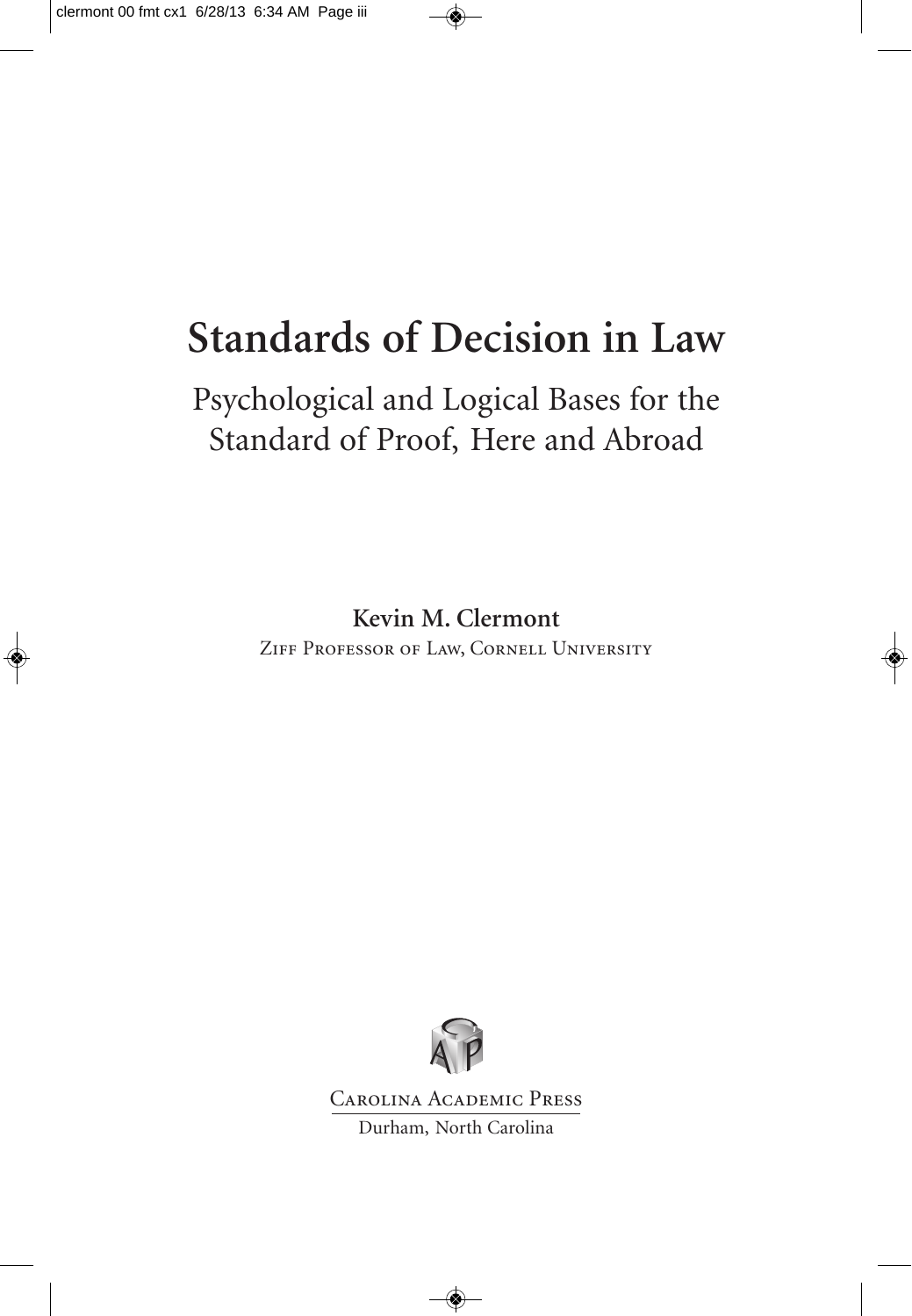# Standards of Decision in Law

## Psychological and Logical Bases for the Standard of Proof, Here and Abroad

**Kevin M. Clermont**

Ziff Professor of Law, Cornell University

Carolina Academic Press

Durham, North Carolina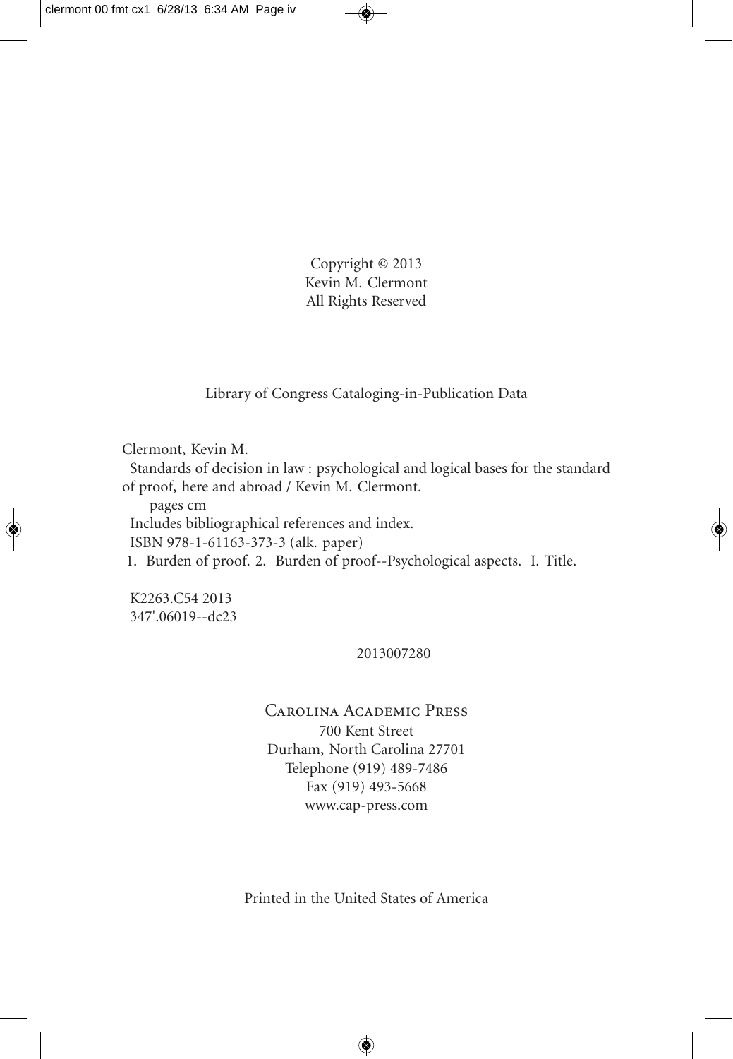Copyright © 2013
Kevin M. Clermont
All Rights Reserved

Library of Congress Cataloging-in-Publication Data

Clermont, Kevin M.
Standards of decision in law : psychological and logical bases for the standard of proof, here and abroad / Kevin M. Clermont.
pages cm
Includes bibliographical references and index.
ISBN 978-1-61163-373-3 (alk. paper)
1. Burden of proof. 2. Burden of proof--Psychological aspects. I. Title.

K2263.C54 2013
347'.06019--dc23

2013007280

Carolina Academic Press
700 Kent Street
Durham, North Carolina 27701
Telephone (919) 489-7486
Fax (919) 493-5668
www.cap-press.com

Printed in the United States of America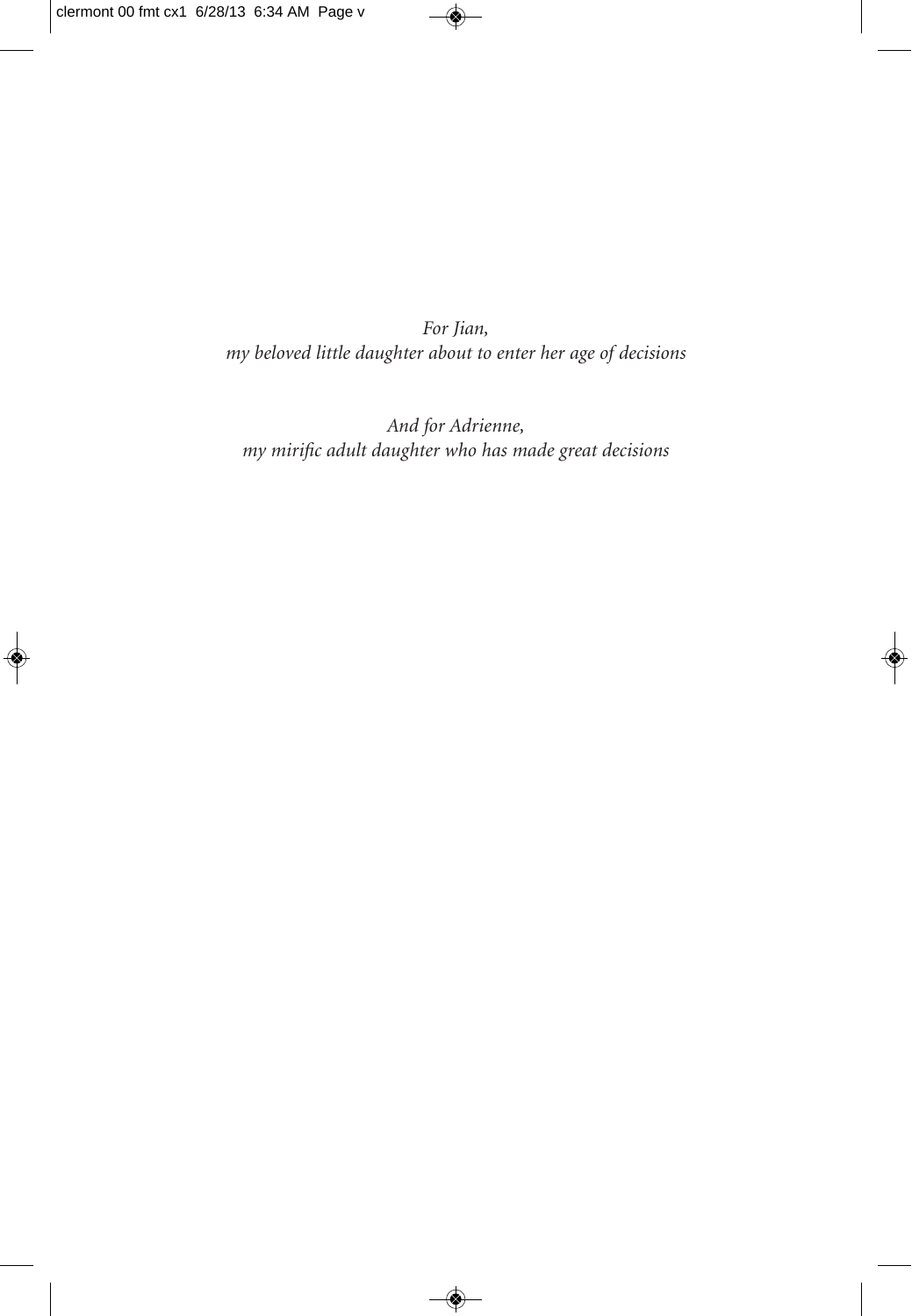*For Jian,*
*my beloved little daughter about to enter her age of decisions*

*And for Adrienne,*
*my mirific adult daughter who has made great decisions*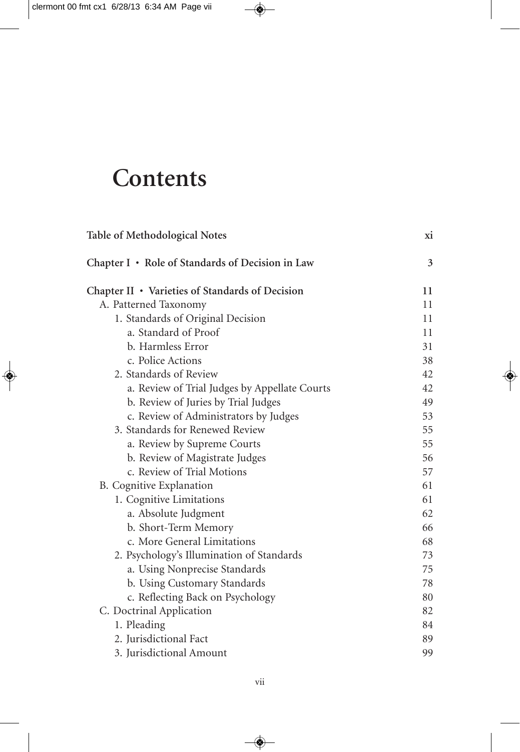# Contents

| | |
|---|---|
| **Table of Methodological Notes** | **xi** |
| **Chapter I • Role of Standards of Decision in Law** | **3** |
| **Chapter II • Varieties of Standards of Decision** | **11** |
| A. Patterned Taxonomy | 11 |
| 1. Standards of Original Decision | 11 |
| a. Standard of Proof | 11 |
| b. Harmless Error | 31 |
| c. Police Actions | 38 |
| 2. Standards of Review | 42 |
| a. Review of Trial Judges by Appellate Courts | 42 |
| b. Review of Juries by Trial Judges | 49 |
| c. Review of Administrators by Judges | 53 |
| 3. Standards for Renewed Review | 55 |
| a. Review by Supreme Courts | 55 |
| b. Review of Magistrate Judges | 56 |
| c. Review of Trial Motions | 57 |
| B. Cognitive Explanation | 61 |
| 1. Cognitive Limitations | 61 |
| a. Absolute Judgment | 62 |
| b. Short-Term Memory | 66 |
| c. More General Limitations | 68 |
| 2. Psychology's Illumination of Standards | 73 |
| a. Using Nonprecise Standards | 75 |
| b. Using Customary Standards | 78 |
| c. Reflecting Back on Psychology | 80 |
| C. Doctrinal Application | 82 |
| 1. Pleading | 84 |
| 2. Jurisdictional Fact | 89 |
| 3. Jurisdictional Amount | 99 |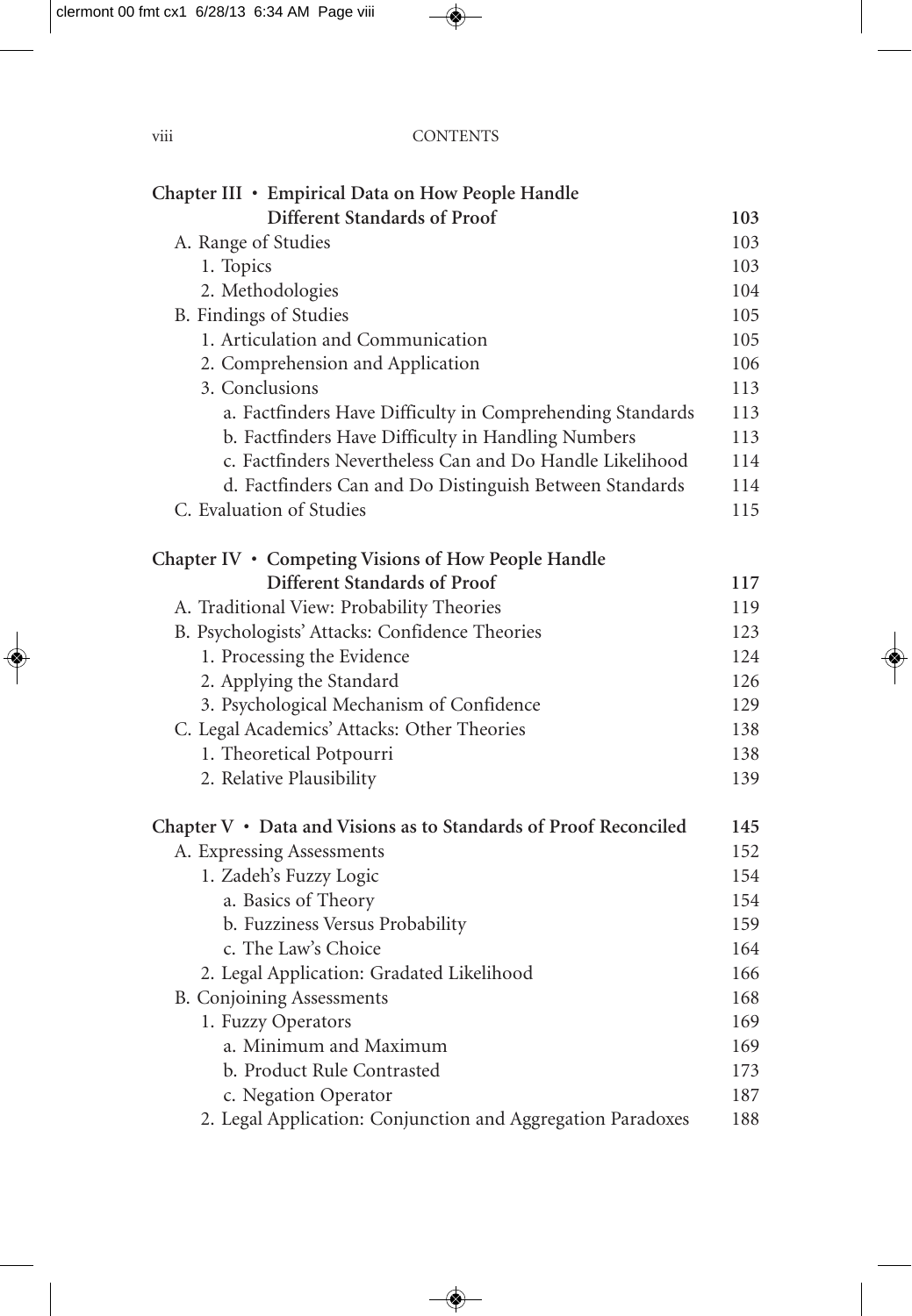| | |
|---|---|
| **Chapter III • Empirical Data on How People Handle Different Standards of Proof** | **103** |
| A. Range of Studies | 103 |
| 1. Topics | 103 |
| 2. Methodologies | 104 |
| B. Findings of Studies | 105 |
| 1. Articulation and Communication | 105 |
| 2. Comprehension and Application | 106 |
| 3. Conclusions | 113 |
| a. Factfinders Have Difficulty in Comprehending Standards | 113 |
| b. Factfinders Have Difficulty in Handling Numbers | 113 |
| c. Factfinders Nevertheless Can and Do Handle Likelihood | 114 |
| d. Factfinders Can and Do Distinguish Between Standards | 114 |
| C. Evaluation of Studies | 115 |
| **Chapter IV • Competing Visions of How People Handle Different Standards of Proof** | **117** |
| A. Traditional View: Probability Theories | 119 |
| B. Psychologists' Attacks: Confidence Theories | 123 |
| 1. Processing the Evidence | 124 |
| 2. Applying the Standard | 126 |
| 3. Psychological Mechanism of Confidence | 129 |
| C. Legal Academics' Attacks: Other Theories | 138 |
| 1. Theoretical Potpourri | 138 |
| 2. Relative Plausibility | 139 |
| **Chapter V • Data and Visions as to Standards of Proof Reconciled** | **145** |
| A. Expressing Assessments | 152 |
| 1. Zadeh's Fuzzy Logic | 154 |
| a. Basics of Theory | 154 |
| b. Fuzziness Versus Probability | 159 |
| c. The Law's Choice | 164 |
| 2. Legal Application: Gradated Likelihood | 166 |
| B. Conjoining Assessments | 168 |
| 1. Fuzzy Operators | 169 |
| a. Minimum and Maximum | 169 |
| b. Product Rule Contrasted | 173 |
| c. Negation Operator | 187 |
| 2. Legal Application: Conjunction and Aggregation Paradoxes | 188 |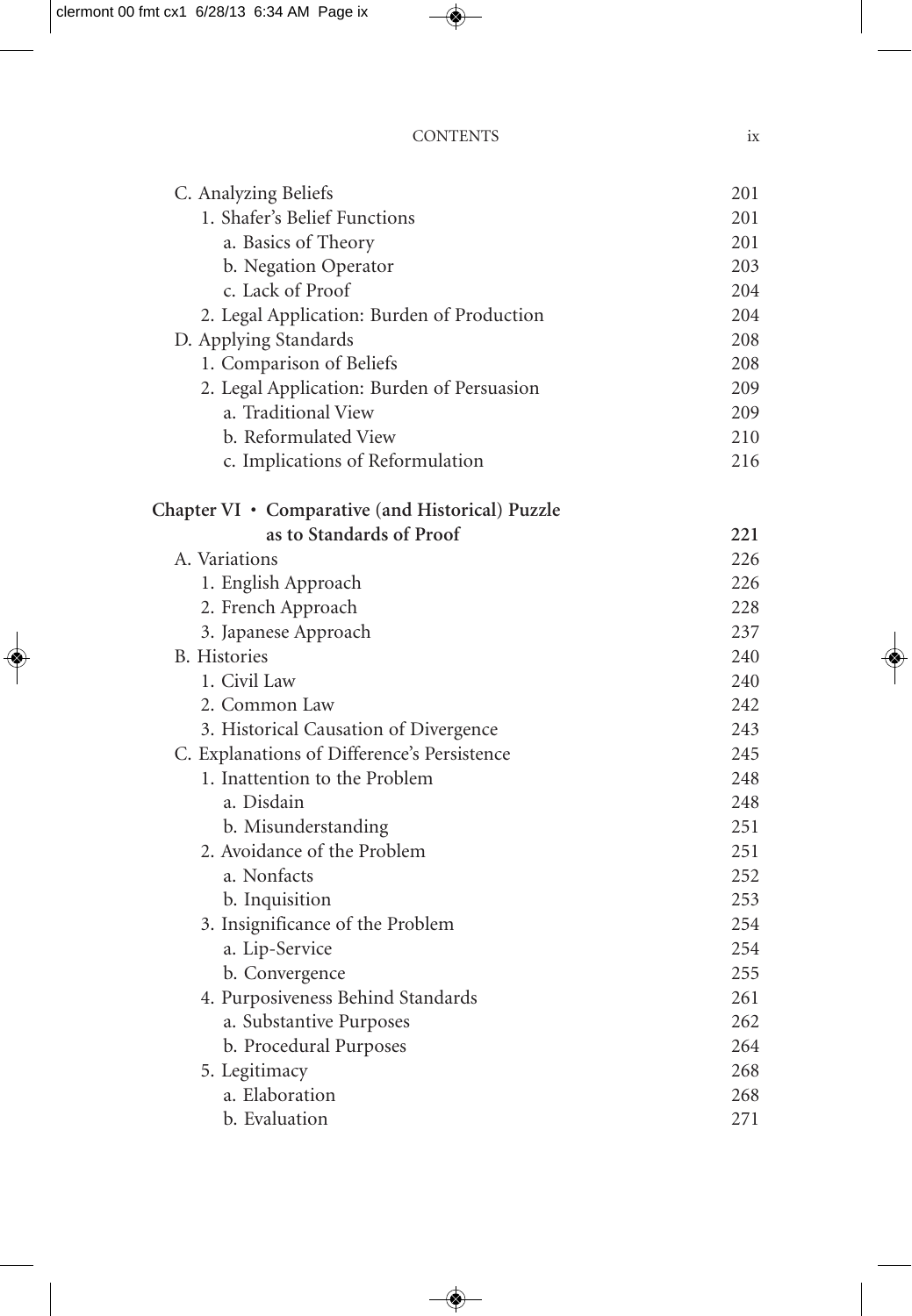C. Analyzing Beliefs 201
  1. Shafer's Belief Functions 201
    a. Basics of Theory 201
    b. Negation Operator 203
    c. Lack of Proof 204
  2. Legal Application: Burden of Production 204
D. Applying Standards 208
  1. Comparison of Beliefs 208
  2. Legal Application: Burden of Persuasion 209
    a. Traditional View 209
    b. Reformulated View 210
    c. Implications of Reformulation 216

**Chapter VI · Comparative (and Historical) Puzzle as to Standards of Proof 221**

A. Variations 226
  1. English Approach 226
  2. French Approach 228
  3. Japanese Approach 237
B. Histories 240
  1. Civil Law 240
  2. Common Law 242
  3. Historical Causation of Divergence 243
C. Explanations of Difference's Persistence 245
  1. Inattention to the Problem 248
    a. Disdain 248
    b. Misunderstanding 251
  2. Avoidance of the Problem 251
    a. Nonfacts 252
    b. Inquisition 253
  3. Insignificance of the Problem 254
    a. Lip-Service 254
    b. Convergence 255
  4. Purposiveness Behind Standards 261
    a. Substantive Purposes 262
    b. Procedural Purposes 264
  5. Legitimacy 268
    a. Elaboration 268
    b. Evaluation 271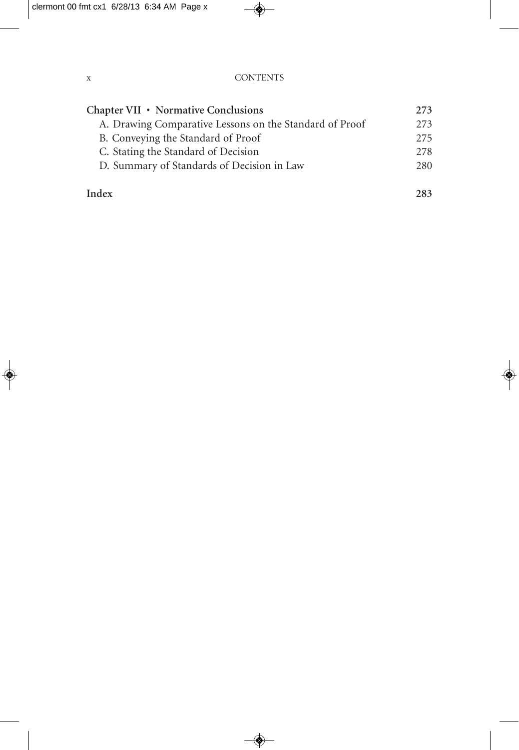**Chapter VII • Normative Conclusions** **273**

A. Drawing Comparative Lessons on the Standard of Proof 273

B. Conveying the Standard of Proof 275

C. Stating the Standard of Decision 278

D. Summary of Standards of Decision in Law 280

**Index** **283**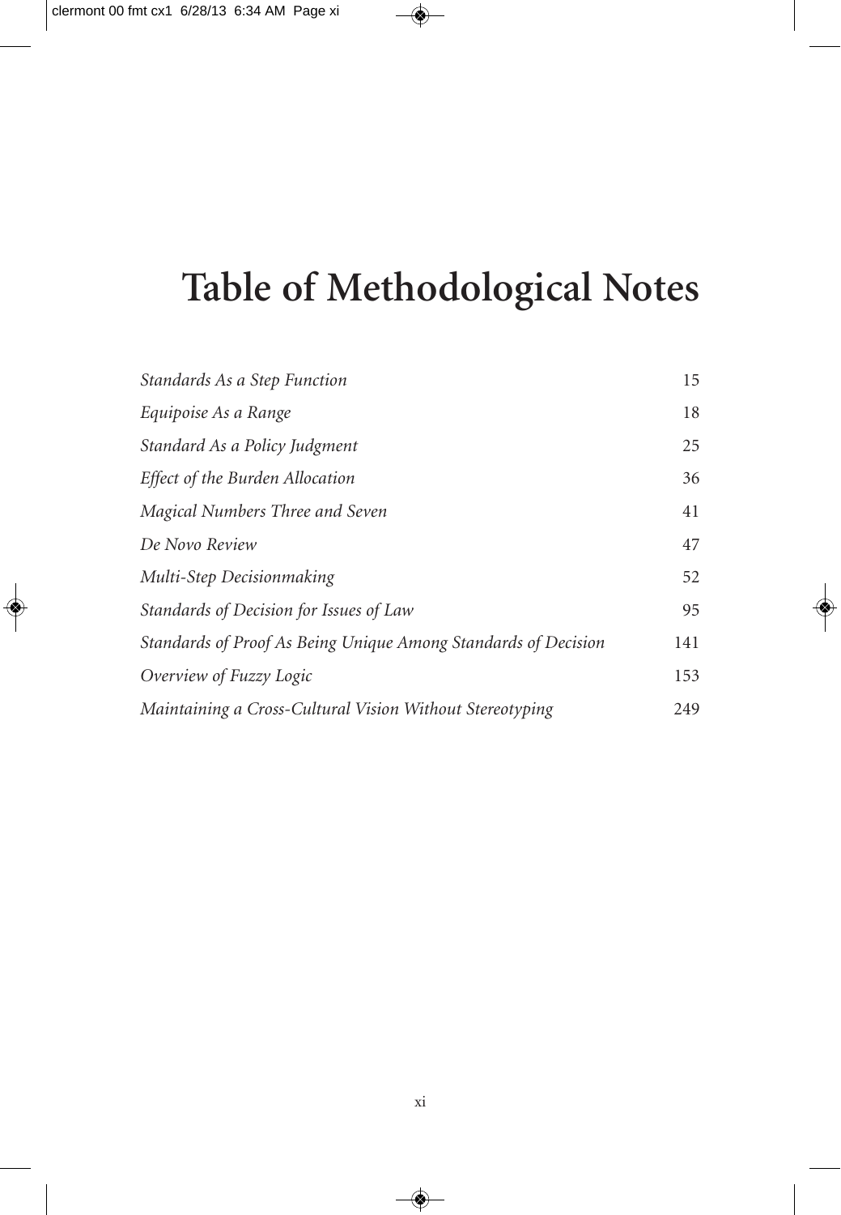# Table of Methodological Notes

| | |
|---|---|
| *Standards As a Step Function* | 15 |
| *Equipoise As a Range* | 18 |
| *Standard As a Policy Judgment* | 25 |
| *Effect of the Burden Allocation* | 36 |
| *Magical Numbers Three and Seven* | 41 |
| *De Novo Review* | 47 |
| *Multi-Step Decisionmaking* | 52 |
| *Standards of Decision for Issues of Law* | 95 |
| *Standards of Proof As Being Unique Among Standards of Decision* | 141 |
| *Overview of Fuzzy Logic* | 153 |
| *Maintaining a Cross-Cultural Vision Without Stereotyping* | 249 |